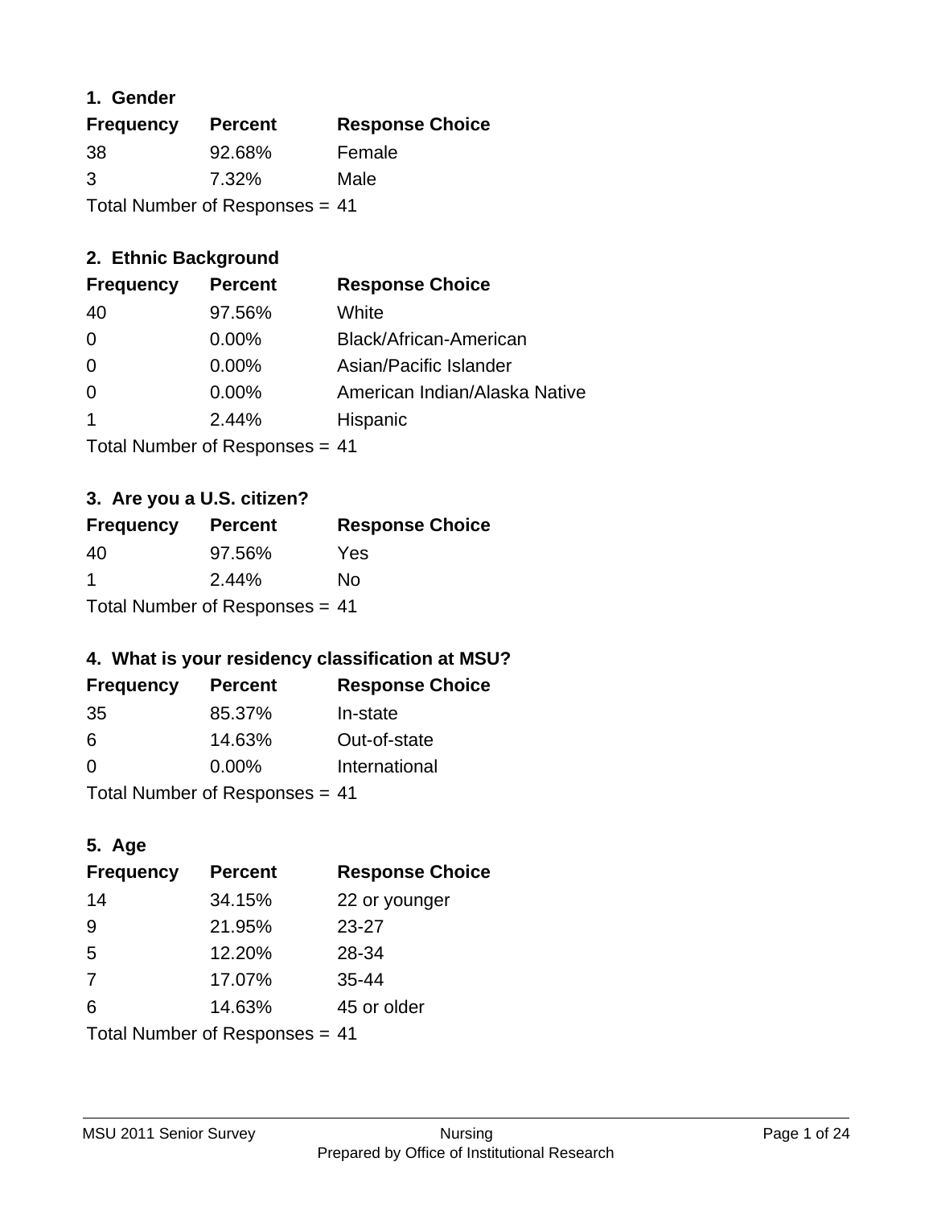### 1. Gender

| Frequency | Percent | Response Choice |
|---|---|---|
| 38 | 92.68% | Female |
| 3 | 7.32% | Male |

Total Number of Responses = 41

### 2. Ethnic Background

| Frequency | Percent | Response Choice |
|---|---|---|
| 40 | 97.56% | White |
| 0 | 0.00% | Black/African-American |
| 0 | 0.00% | Asian/Pacific Islander |
| 0 | 0.00% | American Indian/Alaska Native |
| 1 | 2.44% | Hispanic |

Total Number of Responses = 41

### 3. Are you a U.S. citizen?

| Frequency | Percent | Response Choice |
|---|---|---|
| 40 | 97.56% | Yes |
| 1 | 2.44% | No |

Total Number of Responses = 41

### 4. What is your residency classification at MSU?

| Frequency | Percent | Response Choice |
|---|---|---|
| 35 | 85.37% | In-state |
| 6 | 14.63% | Out-of-state |
| 0 | 0.00% | International |

Total Number of Responses = 41

### 5. Age

| Frequency | Percent | Response Choice |
|---|---|---|
| 14 | 34.15% | 22 or younger |
| 9 | 21.95% | 23-27 |
| 5 | 12.20% | 28-34 |
| 7 | 17.07% | 35-44 |
| 6 | 14.63% | 45 or older |

Total Number of Responses = 41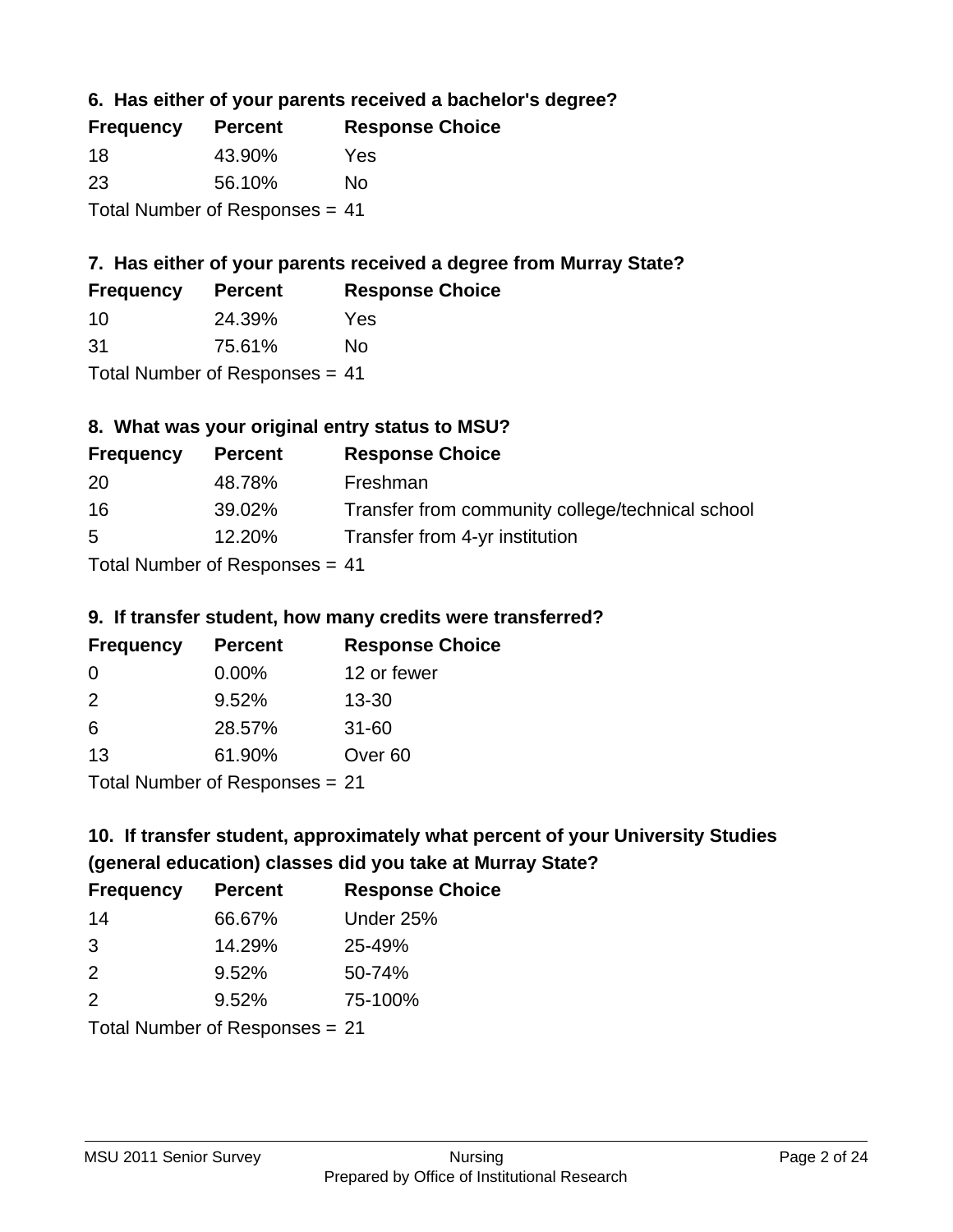### 6. Has either of your parents received a bachelor's degree?

| Frequency | Percent | Response Choice |
|---|---|---|
| 18 | 43.90% | Yes |
| 23 | 56.10% | No |

Total Number of Responses = 41

### 7. Has either of your parents received a degree from Murray State?

| Frequency | Percent | Response Choice |
|---|---|---|
| 10 | 24.39% | Yes |
| 31 | 75.61% | No |

Total Number of Responses = 41

### 8. What was your original entry status to MSU?

| Frequency | Percent | Response Choice |
|---|---|---|
| 20 | 48.78% | Freshman |
| 16 | 39.02% | Transfer from community college/technical school |
| 5 | 12.20% | Transfer from 4-yr institution |

Total Number of Responses = 41

### 9. If transfer student, how many credits were transferred?

| Frequency | Percent | Response Choice |
|---|---|---|
| 0 | 0.00% | 12 or fewer |
| 2 | 9.52% | 13-30 |
| 6 | 28.57% | 31-60 |
| 13 | 61.90% | Over 60 |

Total Number of Responses = 21

### 10. If transfer student, approximately what percent of your University Studies (general education) classes did you take at Murray State?

| Frequency | Percent | Response Choice |
|---|---|---|
| 14 | 66.67% | Under 25% |
| 3 | 14.29% | 25-49% |
| 2 | 9.52% | 50-74% |
| 2 | 9.52% | 75-100% |

Total Number of Responses = 21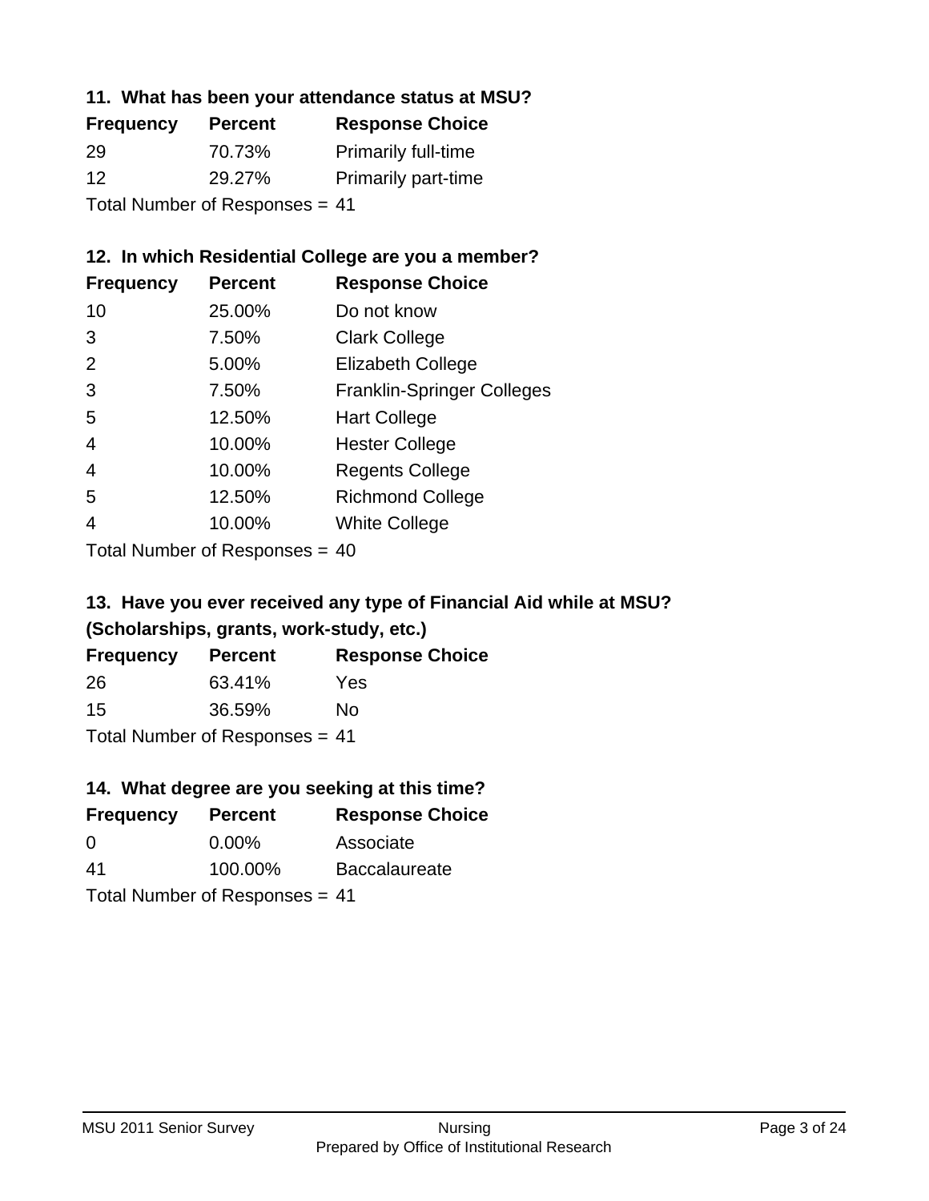### 11. What has been your attendance status at MSU?

| Frequency | Percent | Response Choice |
|---|---|---|
| 29 | 70.73% | Primarily full-time |
| 12 | 29.27% | Primarily part-time |

Total Number of Responses = 41

### 12. In which Residential College are you a member?

| Frequency | Percent | Response Choice |
|---|---|---|
| 10 | 25.00% | Do not know |
| 3 | 7.50% | Clark College |
| 2 | 5.00% | Elizabeth College |
| 3 | 7.50% | Franklin-Springer Colleges |
| 5 | 12.50% | Hart College |
| 4 | 10.00% | Hester College |
| 4 | 10.00% | Regents College |
| 5 | 12.50% | Richmond College |
| 4 | 10.00% | White College |

Total Number of Responses = 40

### 13. Have you ever received any type of Financial Aid while at MSU? (Scholarships, grants, work-study, etc.)

| Frequency | Percent | Response Choice |
|---|---|---|
| 26 | 63.41% | Yes |
| 15 | 36.59% | No |

Total Number of Responses = 41

### 14. What degree are you seeking at this time?

| Frequency | Percent | Response Choice |
|---|---|---|
| 0 | 0.00% | Associate |
| 41 | 100.00% | Baccalaureate |

Total Number of Responses = 41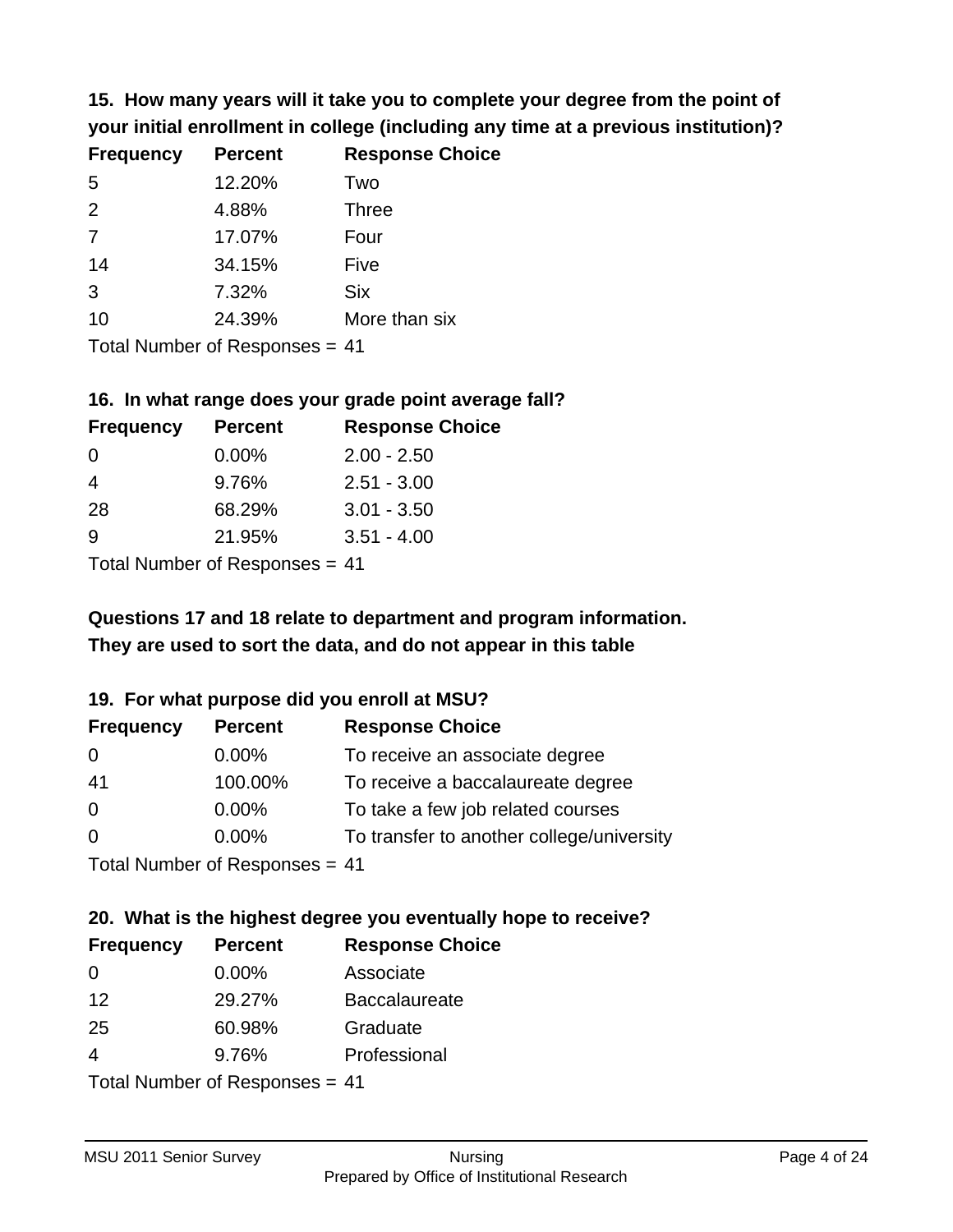**15. How many years will it take you to complete your degree from the point of your initial enrollment in college (including any time at a previous institution)?**

| Frequency | Percent | Response Choice |
| --- | --- | --- |
| 5 | 12.20% | Two |
| 2 | 4.88% | Three |
| 7 | 17.07% | Four |
| 14 | 34.15% | Five |
| 3 | 7.32% | Six |
| 10 | 24.39% | More than six |

Total Number of Responses = 41

**16. In what range does your grade point average fall?**

| Frequency | Percent | Response Choice |
| --- | --- | --- |
| 0 | 0.00% | 2.00 - 2.50 |
| 4 | 9.76% | 2.51 - 3.00 |
| 28 | 68.29% | 3.01 - 3.50 |
| 9 | 21.95% | 3.51 - 4.00 |

Total Number of Responses = 41

**Questions 17 and 18 relate to department and program information. They are used to sort the data, and do not appear in this table**

**19. For what purpose did you enroll at MSU?**

| Frequency | Percent | Response Choice |
| --- | --- | --- |
| 0 | 0.00% | To receive an associate degree |
| 41 | 100.00% | To receive a baccalaureate degree |
| 0 | 0.00% | To take a few job related courses |
| 0 | 0.00% | To transfer to another college/university |

Total Number of Responses = 41

**20. What is the highest degree you eventually hope to receive?**

| Frequency | Percent | Response Choice |
| --- | --- | --- |
| 0 | 0.00% | Associate |
| 12 | 29.27% | Baccalaureate |
| 25 | 60.98% | Graduate |
| 4 | 9.76% | Professional |

Total Number of Responses = 41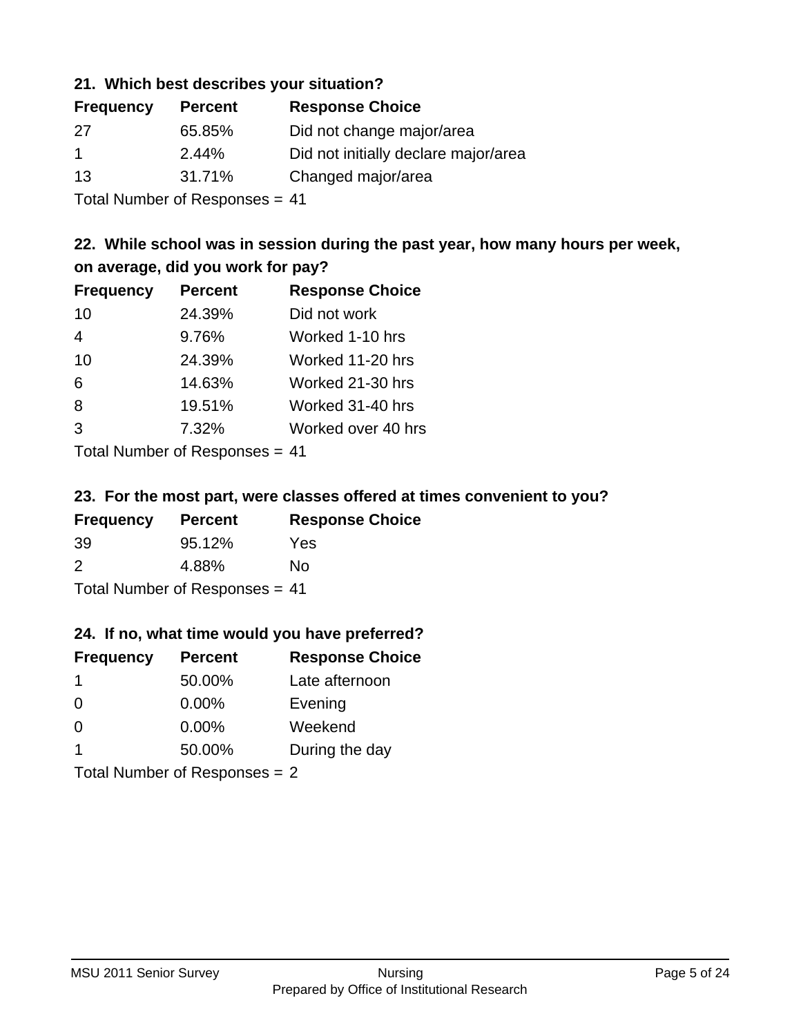### 21. Which best describes your situation?

| Frequency | Percent | Response Choice |
|---|---|---|
| 27 | 65.85% | Did not change major/area |
| 1 | 2.44% | Did not initially declare major/area |
| 13 | 31.71% | Changed major/area |

Total Number of Responses = 41

### 22. While school was in session during the past year, how many hours per week, on average, did you work for pay?

| Frequency | Percent | Response Choice |
|---|---|---|
| 10 | 24.39% | Did not work |
| 4 | 9.76% | Worked 1-10 hrs |
| 10 | 24.39% | Worked 11-20 hrs |
| 6 | 14.63% | Worked 21-30 hrs |
| 8 | 19.51% | Worked 31-40 hrs |
| 3 | 7.32% | Worked over 40 hrs |

Total Number of Responses = 41

### 23. For the most part, were classes offered at times convenient to you?

| Frequency | Percent | Response Choice |
|---|---|---|
| 39 | 95.12% | Yes |
| 2 | 4.88% | No |

Total Number of Responses = 41

### 24. If no, what time would you have preferred?

| Frequency | Percent | Response Choice |
|---|---|---|
| 1 | 50.00% | Late afternoon |
| 0 | 0.00% | Evening |
| 0 | 0.00% | Weekend |
| 1 | 50.00% | During the day |

Total Number of Responses = 2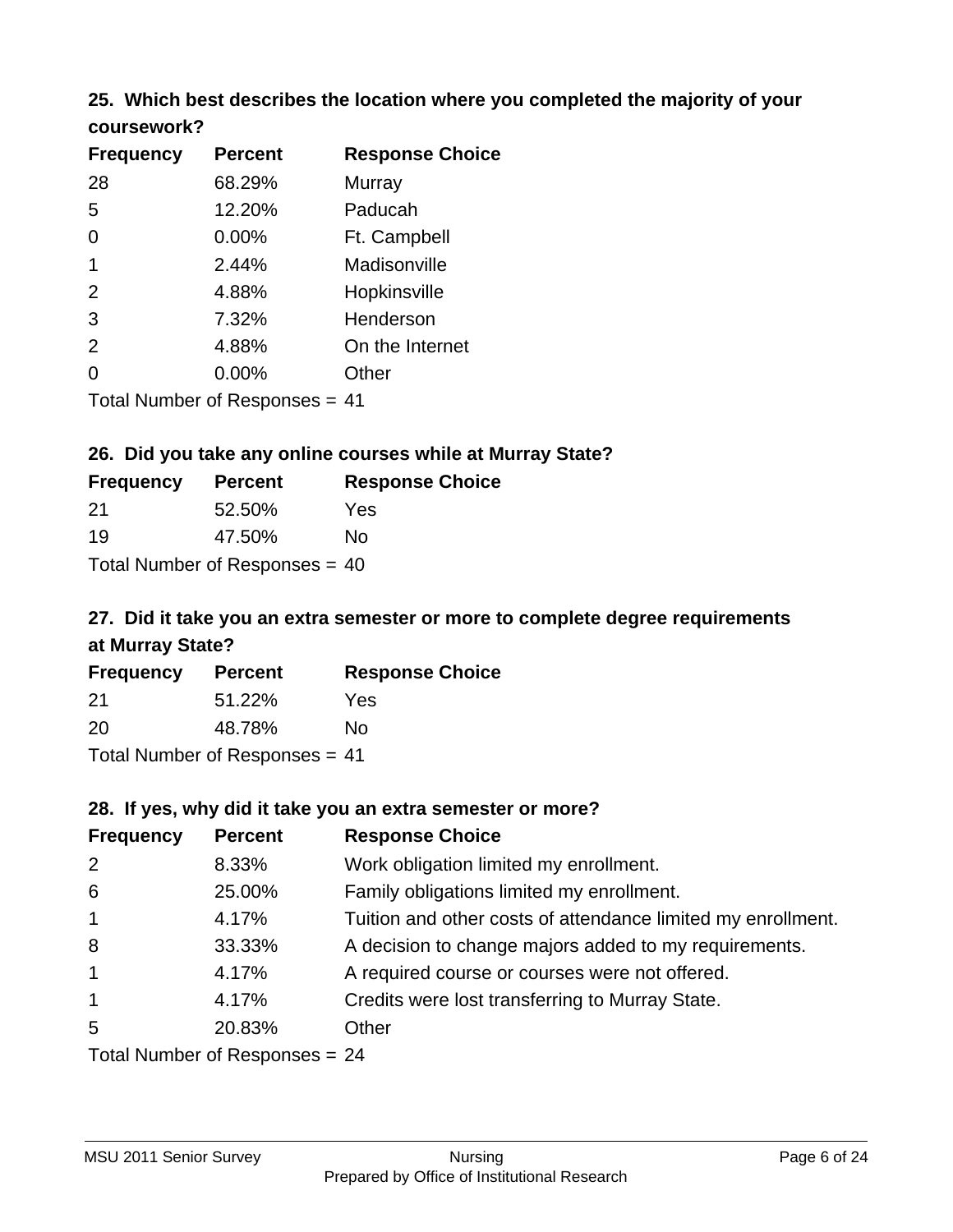### 25. Which best describes the location where you completed the majority of your coursework?

| Frequency | Percent | Response Choice |
|---|---|---|
| 28 | 68.29% | Murray |
| 5 | 12.20% | Paducah |
| 0 | 0.00% | Ft. Campbell |
| 1 | 2.44% | Madisonville |
| 2 | 4.88% | Hopkinsville |
| 3 | 7.32% | Henderson |
| 2 | 4.88% | On the Internet |
| 0 | 0.00% | Other |

Total Number of Responses = 41

### 26. Did you take any online courses while at Murray State?

| Frequency | Percent | Response Choice |
|---|---|---|
| 21 | 52.50% | Yes |
| 19 | 47.50% | No |

Total Number of Responses = 40

### 27. Did it take you an extra semester or more to complete degree requirements at Murray State?

| Frequency | Percent | Response Choice |
|---|---|---|
| 21 | 51.22% | Yes |
| 20 | 48.78% | No |

Total Number of Responses = 41

### 28. If yes, why did it take you an extra semester or more?

| Frequency | Percent | Response Choice |
|---|---|---|
| 2 | 8.33% | Work obligation limited my enrollment. |
| 6 | 25.00% | Family obligations limited my enrollment. |
| 1 | 4.17% | Tuition and other costs of attendance limited my enrollment. |
| 8 | 33.33% | A decision to change majors added to my requirements. |
| 1 | 4.17% | A required course or courses were not offered. |
| 1 | 4.17% | Credits were lost transferring to Murray State. |
| 5 | 20.83% | Other |

Total Number of Responses = 24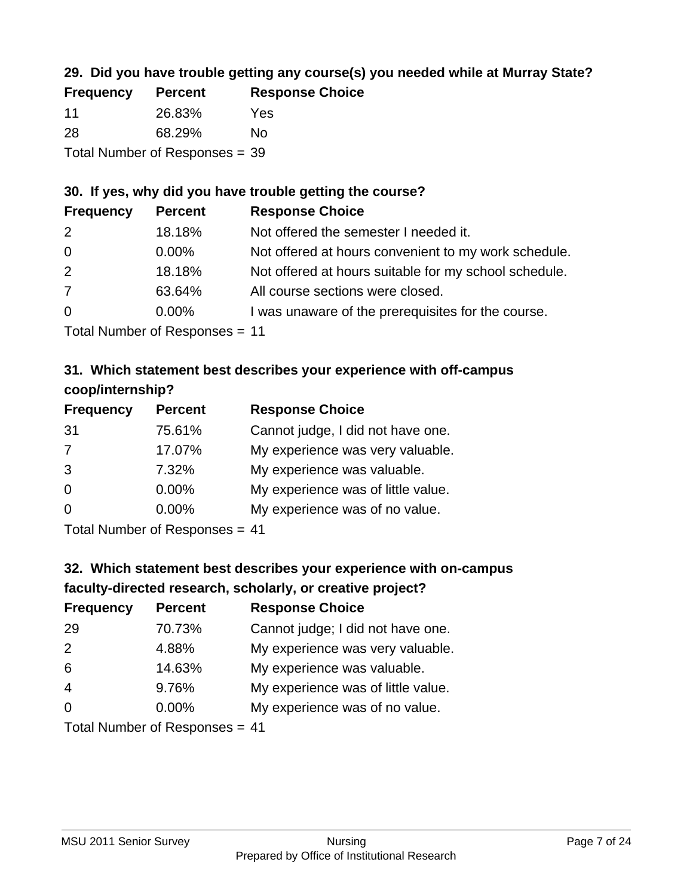### 29. Did you have trouble getting any course(s) you needed while at Murray State?

| Frequency | Percent | Response Choice |
|---|---|---|
| 11 | 26.83% | Yes |
| 28 | 68.29% | No |

Total Number of Responses = 39

### 30. If yes, why did you have trouble getting the course?

| Frequency | Percent | Response Choice |
|---|---|---|
| 2 | 18.18% | Not offered the semester I needed it. |
| 0 | 0.00% | Not offered at hours convenient to my work schedule. |
| 2 | 18.18% | Not offered at hours suitable for my school schedule. |
| 7 | 63.64% | All course sections were closed. |
| 0 | 0.00% | I was unaware of the prerequisites for the course. |

Total Number of Responses = 11

### 31. Which statement best describes your experience with off-campus coop/internship?

| Frequency | Percent | Response Choice |
|---|---|---|
| 31 | 75.61% | Cannot judge, I did not have one. |
| 7 | 17.07% | My experience was very valuable. |
| 3 | 7.32% | My experience was valuable. |
| 0 | 0.00% | My experience was of little value. |
| 0 | 0.00% | My experience was of no value. |

Total Number of Responses = 41

### 32. Which statement best describes your experience with on-campus faculty-directed research, scholarly, or creative project?

| Frequency | Percent | Response Choice |
|---|---|---|
| 29 | 70.73% | Cannot judge; I did not have one. |
| 2 | 4.88% | My experience was very valuable. |
| 6 | 14.63% | My experience was valuable. |
| 4 | 9.76% | My experience was of little value. |
| 0 | 0.00% | My experience was of no value. |

Total Number of Responses = 41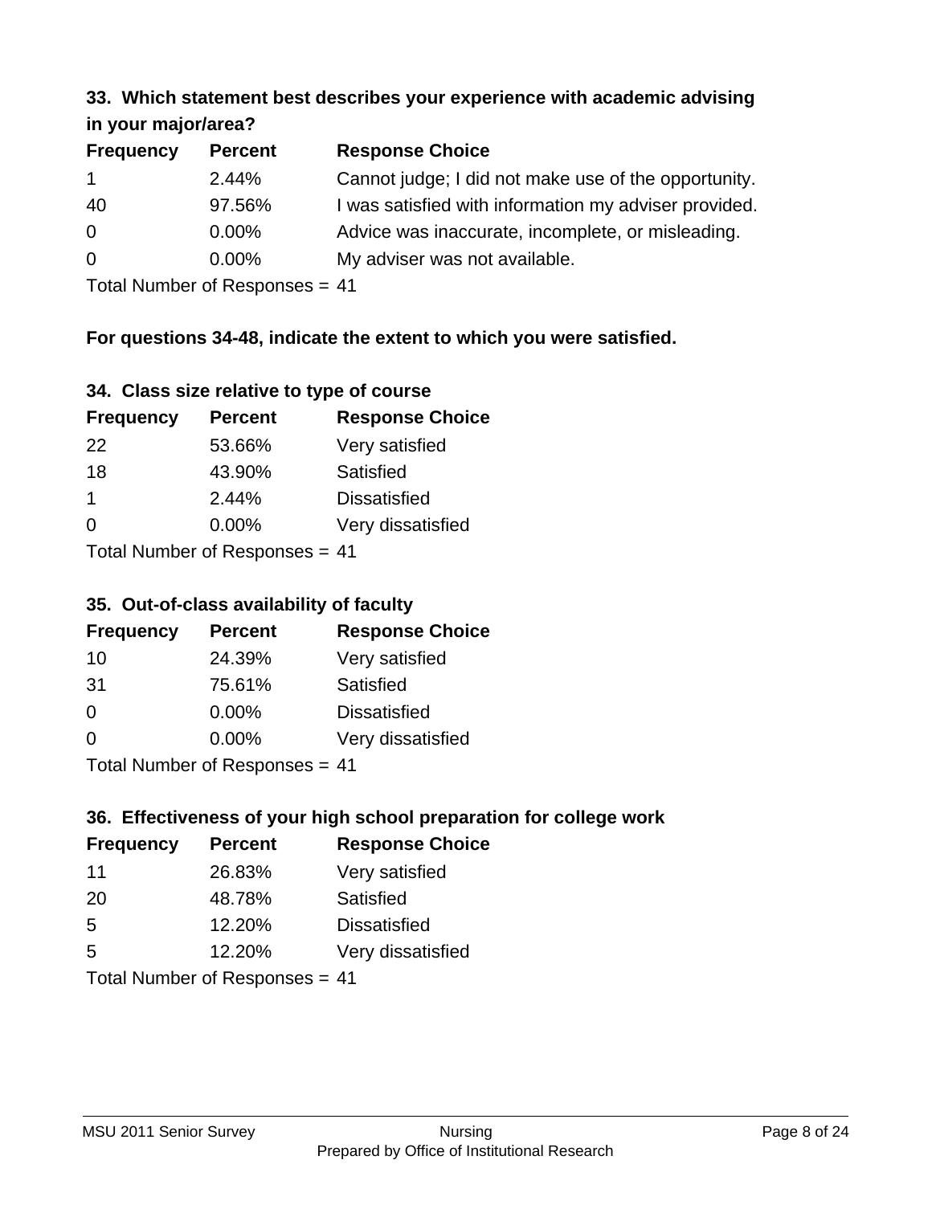### 33. Which statement best describes your experience with academic advising in your major/area?

| Frequency | Percent | Response Choice |
|---|---|---|
| 1 | 2.44% | Cannot judge; I did not make use of the opportunity. |
| 40 | 97.56% | I was satisfied with information my adviser provided. |
| 0 | 0.00% | Advice was inaccurate, incomplete, or misleading. |
| 0 | 0.00% | My adviser was not available. |

Total Number of Responses = 41

**For questions 34-48, indicate the extent to which you were satisfied.**

### 34. Class size relative to type of course

| Frequency | Percent | Response Choice |
|---|---|---|
| 22 | 53.66% | Very satisfied |
| 18 | 43.90% | Satisfied |
| 1 | 2.44% | Dissatisfied |
| 0 | 0.00% | Very dissatisfied |

Total Number of Responses = 41

### 35. Out-of-class availability of faculty

| Frequency | Percent | Response Choice |
|---|---|---|
| 10 | 24.39% | Very satisfied |
| 31 | 75.61% | Satisfied |
| 0 | 0.00% | Dissatisfied |
| 0 | 0.00% | Very dissatisfied |

Total Number of Responses = 41

### 36. Effectiveness of your high school preparation for college work

| Frequency | Percent | Response Choice |
|---|---|---|
| 11 | 26.83% | Very satisfied |
| 20 | 48.78% | Satisfied |
| 5 | 12.20% | Dissatisfied |
| 5 | 12.20% | Very dissatisfied |

Total Number of Responses = 41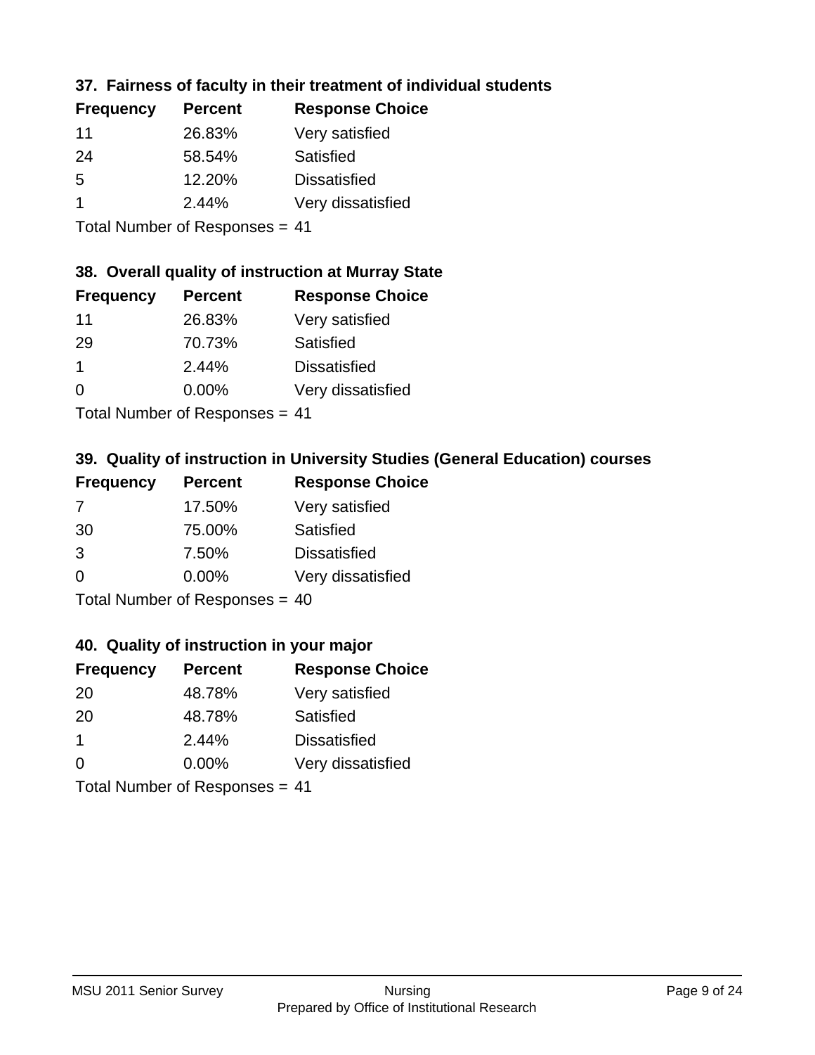### 37. Fairness of faculty in their treatment of individual students

| Frequency | Percent | Response Choice |
|---|---|---|
| 11 | 26.83% | Very satisfied |
| 24 | 58.54% | Satisfied |
| 5 | 12.20% | Dissatisfied |
| 1 | 2.44% | Very dissatisfied |

Total Number of Responses = 41

### 38. Overall quality of instruction at Murray State

| Frequency | Percent | Response Choice |
|---|---|---|
| 11 | 26.83% | Very satisfied |
| 29 | 70.73% | Satisfied |
| 1 | 2.44% | Dissatisfied |
| 0 | 0.00% | Very dissatisfied |

Total Number of Responses = 41

### 39. Quality of instruction in University Studies (General Education) courses

| Frequency | Percent | Response Choice |
|---|---|---|
| 7 | 17.50% | Very satisfied |
| 30 | 75.00% | Satisfied |
| 3 | 7.50% | Dissatisfied |
| 0 | 0.00% | Very dissatisfied |

Total Number of Responses = 40

### 40. Quality of instruction in your major

| Frequency | Percent | Response Choice |
|---|---|---|
| 20 | 48.78% | Very satisfied |
| 20 | 48.78% | Satisfied |
| 1 | 2.44% | Dissatisfied |
| 0 | 0.00% | Very dissatisfied |

Total Number of Responses = 41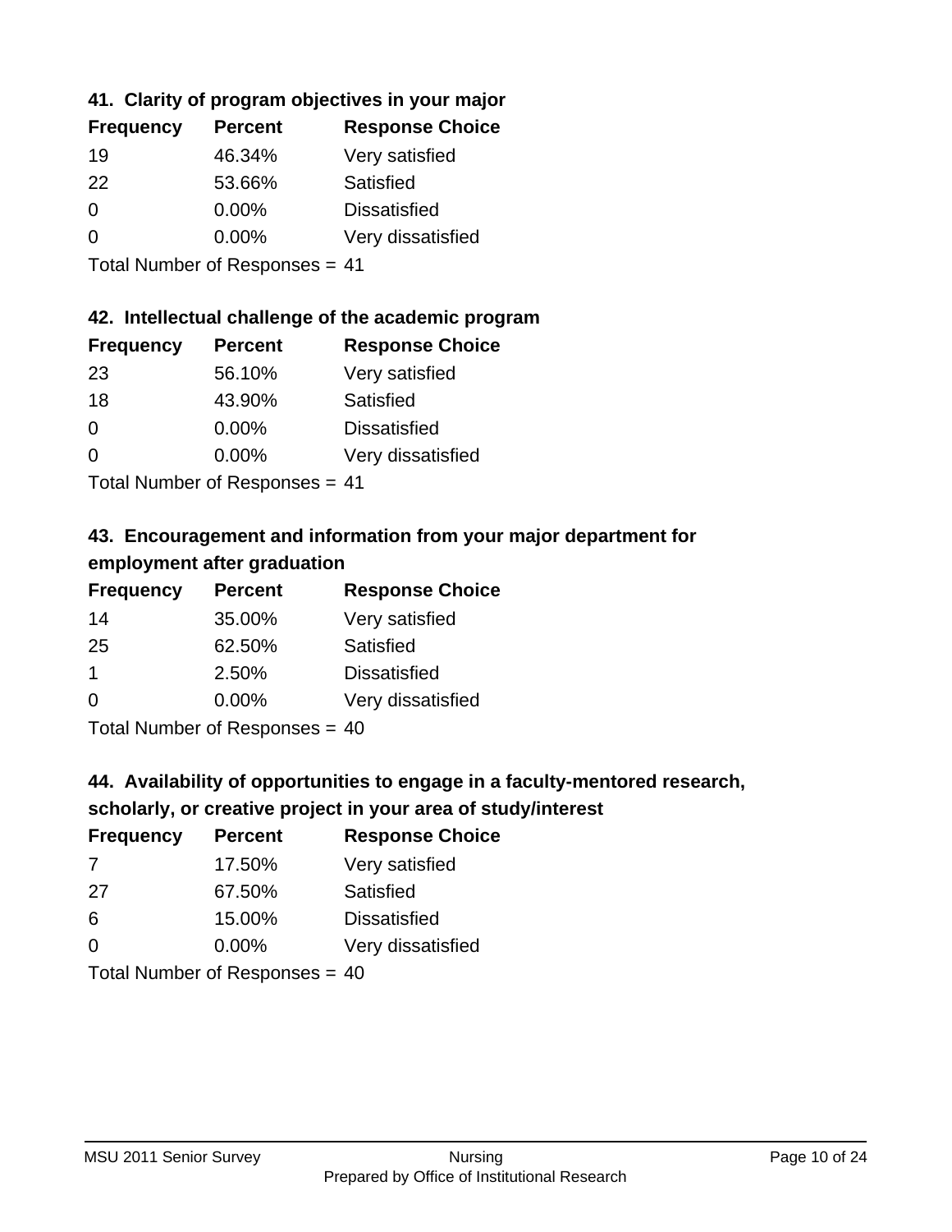### 41. Clarity of program objectives in your major

| Frequency | Percent | Response Choice |
| --- | --- | --- |
| 19 | 46.34% | Very satisfied |
| 22 | 53.66% | Satisfied |
| 0 | 0.00% | Dissatisfied |
| 0 | 0.00% | Very dissatisfied |

Total Number of Responses = 41

### 42. Intellectual challenge of the academic program

| Frequency | Percent | Response Choice |
| --- | --- | --- |
| 23 | 56.10% | Very satisfied |
| 18 | 43.90% | Satisfied |
| 0 | 0.00% | Dissatisfied |
| 0 | 0.00% | Very dissatisfied |

Total Number of Responses = 41

### 43. Encouragement and information from your major department for employment after graduation

| Frequency | Percent | Response Choice |
| --- | --- | --- |
| 14 | 35.00% | Very satisfied |
| 25 | 62.50% | Satisfied |
| 1 | 2.50% | Dissatisfied |
| 0 | 0.00% | Very dissatisfied |

Total Number of Responses = 40

### 44. Availability of opportunities to engage in a faculty-mentored research, scholarly, or creative project in your area of study/interest

| Frequency | Percent | Response Choice |
| --- | --- | --- |
| 7 | 17.50% | Very satisfied |
| 27 | 67.50% | Satisfied |
| 6 | 15.00% | Dissatisfied |
| 0 | 0.00% | Very dissatisfied |

Total Number of Responses = 40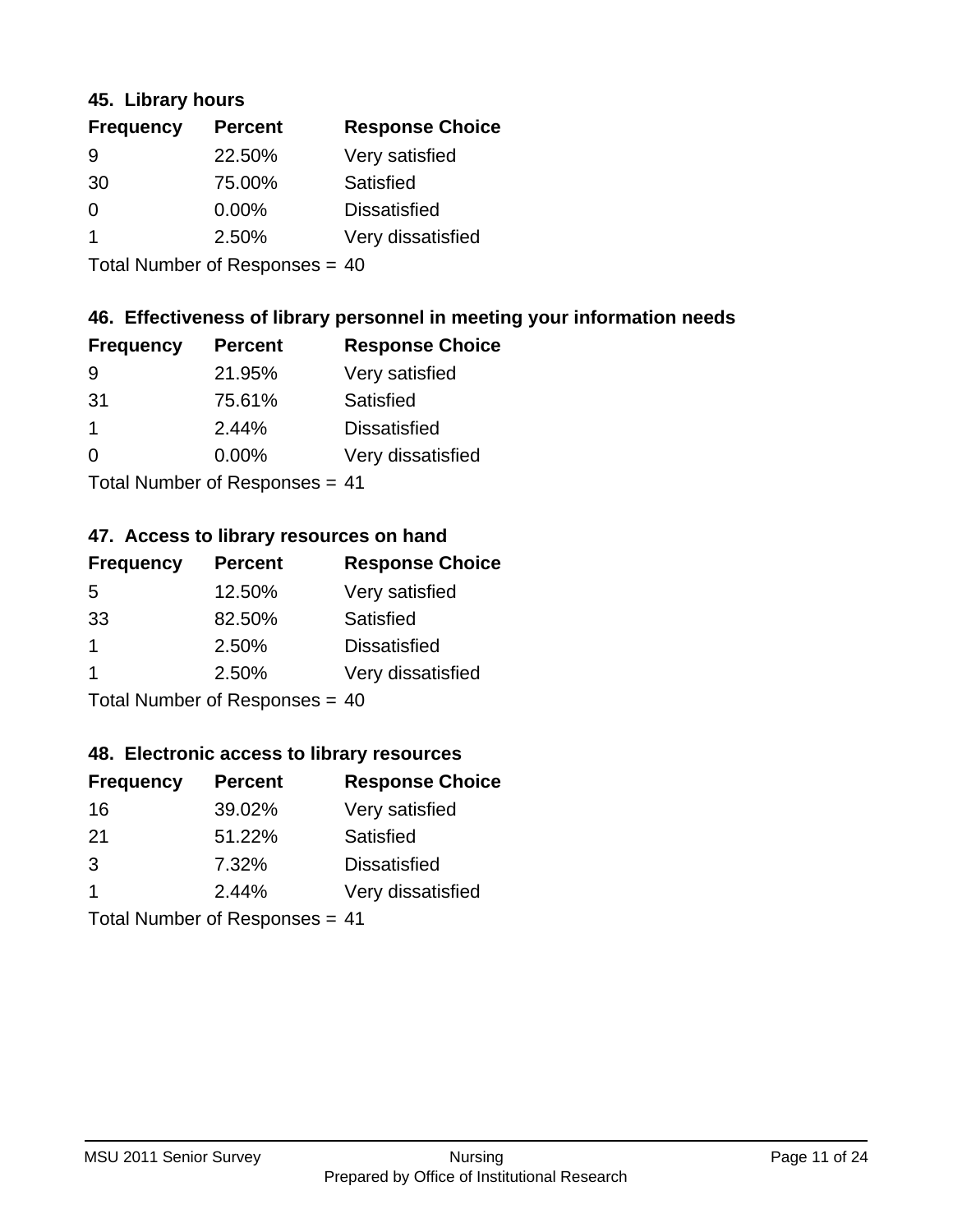### 45. Library hours

| Frequency | Percent | Response Choice |
| --- | --- | --- |
| 9 | 22.50% | Very satisfied |
| 30 | 75.00% | Satisfied |
| 0 | 0.00% | Dissatisfied |
| 1 | 2.50% | Very dissatisfied |

Total Number of Responses = 40

### 46. Effectiveness of library personnel in meeting your information needs

| Frequency | Percent | Response Choice |
| --- | --- | --- |
| 9 | 21.95% | Very satisfied |
| 31 | 75.61% | Satisfied |
| 1 | 2.44% | Dissatisfied |
| 0 | 0.00% | Very dissatisfied |

Total Number of Responses = 41

### 47. Access to library resources on hand

| Frequency | Percent | Response Choice |
| --- | --- | --- |
| 5 | 12.50% | Very satisfied |
| 33 | 82.50% | Satisfied |
| 1 | 2.50% | Dissatisfied |
| 1 | 2.50% | Very dissatisfied |

Total Number of Responses = 40

### 48. Electronic access to library resources

| Frequency | Percent | Response Choice |
| --- | --- | --- |
| 16 | 39.02% | Very satisfied |
| 21 | 51.22% | Satisfied |
| 3 | 7.32% | Dissatisfied |
| 1 | 2.44% | Very dissatisfied |

Total Number of Responses = 41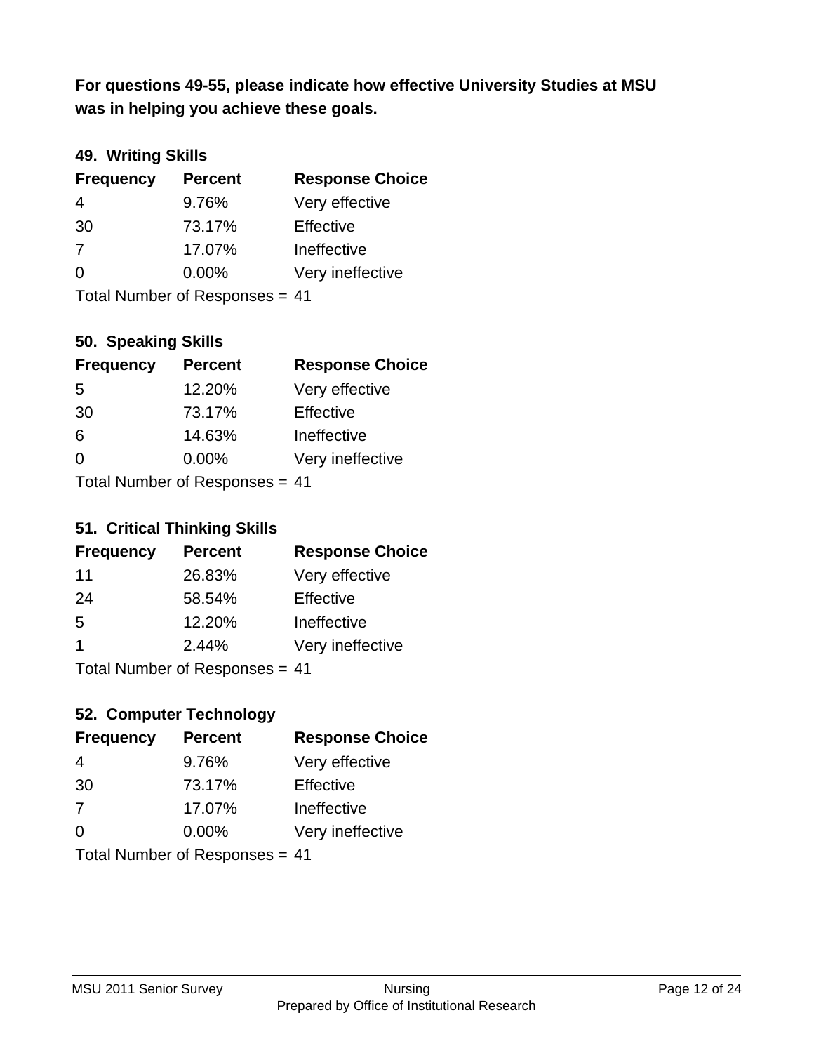**For questions 49-55, please indicate how effective University Studies at MSU was in helping you achieve these goals.**

### 49. Writing Skills

| Frequency | Percent | Response Choice |
|---|---|---|
| 4 | 9.76% | Very effective |
| 30 | 73.17% | Effective |
| 7 | 17.07% | Ineffective |
| 0 | 0.00% | Very ineffective |

Total Number of Responses = 41

### 50. Speaking Skills

| Frequency | Percent | Response Choice |
|---|---|---|
| 5 | 12.20% | Very effective |
| 30 | 73.17% | Effective |
| 6 | 14.63% | Ineffective |
| 0 | 0.00% | Very ineffective |

Total Number of Responses = 41

### 51. Critical Thinking Skills

| Frequency | Percent | Response Choice |
|---|---|---|
| 11 | 26.83% | Very effective |
| 24 | 58.54% | Effective |
| 5 | 12.20% | Ineffective |
| 1 | 2.44% | Very ineffective |

Total Number of Responses = 41

### 52. Computer Technology

| Frequency | Percent | Response Choice |
|---|---|---|
| 4 | 9.76% | Very effective |
| 30 | 73.17% | Effective |
| 7 | 17.07% | Ineffective |
| 0 | 0.00% | Very ineffective |

Total Number of Responses = 41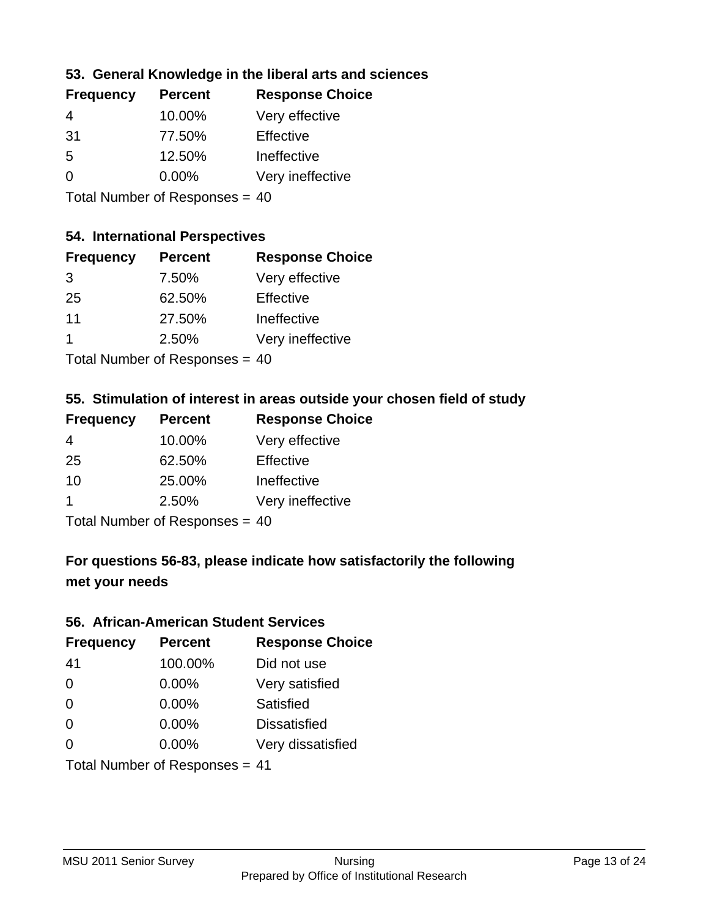### 53. General Knowledge in the liberal arts and sciences

| Frequency | Percent | Response Choice |
|---|---|---|
| 4 | 10.00% | Very effective |
| 31 | 77.50% | Effective |
| 5 | 12.50% | Ineffective |
| 0 | 0.00% | Very ineffective |

Total Number of Responses = 40

### 54. International Perspectives

| Frequency | Percent | Response Choice |
|---|---|---|
| 3 | 7.50% | Very effective |
| 25 | 62.50% | Effective |
| 11 | 27.50% | Ineffective |
| 1 | 2.50% | Very ineffective |

Total Number of Responses = 40

### 55. Stimulation of interest in areas outside your chosen field of study

| Frequency | Percent | Response Choice |
|---|---|---|
| 4 | 10.00% | Very effective |
| 25 | 62.50% | Effective |
| 10 | 25.00% | Ineffective |
| 1 | 2.50% | Very ineffective |

Total Number of Responses = 40

### For questions 56-83, please indicate how satisfactorily the following met your needs

### 56. African-American Student Services

| Frequency | Percent | Response Choice |
|---|---|---|
| 41 | 100.00% | Did not use |
| 0 | 0.00% | Very satisfied |
| 0 | 0.00% | Satisfied |
| 0 | 0.00% | Dissatisfied |
| 0 | 0.00% | Very dissatisfied |

Total Number of Responses = 41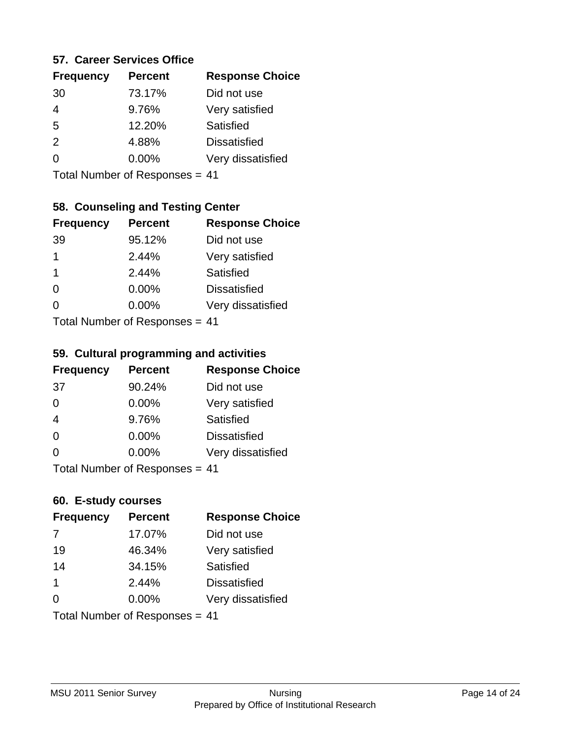### 57. Career Services Office

| Frequency | Percent | Response Choice |
|---|---|---|
| 30 | 73.17% | Did not use |
| 4 | 9.76% | Very satisfied |
| 5 | 12.20% | Satisfied |
| 2 | 4.88% | Dissatisfied |
| 0 | 0.00% | Very dissatisfied |

Total Number of Responses = 41

### 58. Counseling and Testing Center

| Frequency | Percent | Response Choice |
|---|---|---|
| 39 | 95.12% | Did not use |
| 1 | 2.44% | Very satisfied |
| 1 | 2.44% | Satisfied |
| 0 | 0.00% | Dissatisfied |
| 0 | 0.00% | Very dissatisfied |

Total Number of Responses = 41

### 59. Cultural programming and activities

| Frequency | Percent | Response Choice |
|---|---|---|
| 37 | 90.24% | Did not use |
| 0 | 0.00% | Very satisfied |
| 4 | 9.76% | Satisfied |
| 0 | 0.00% | Dissatisfied |
| 0 | 0.00% | Very dissatisfied |

Total Number of Responses = 41

### 60. E-study courses

| Frequency | Percent | Response Choice |
|---|---|---|
| 7 | 17.07% | Did not use |
| 19 | 46.34% | Very satisfied |
| 14 | 34.15% | Satisfied |
| 1 | 2.44% | Dissatisfied |
| 0 | 0.00% | Very dissatisfied |

Total Number of Responses = 41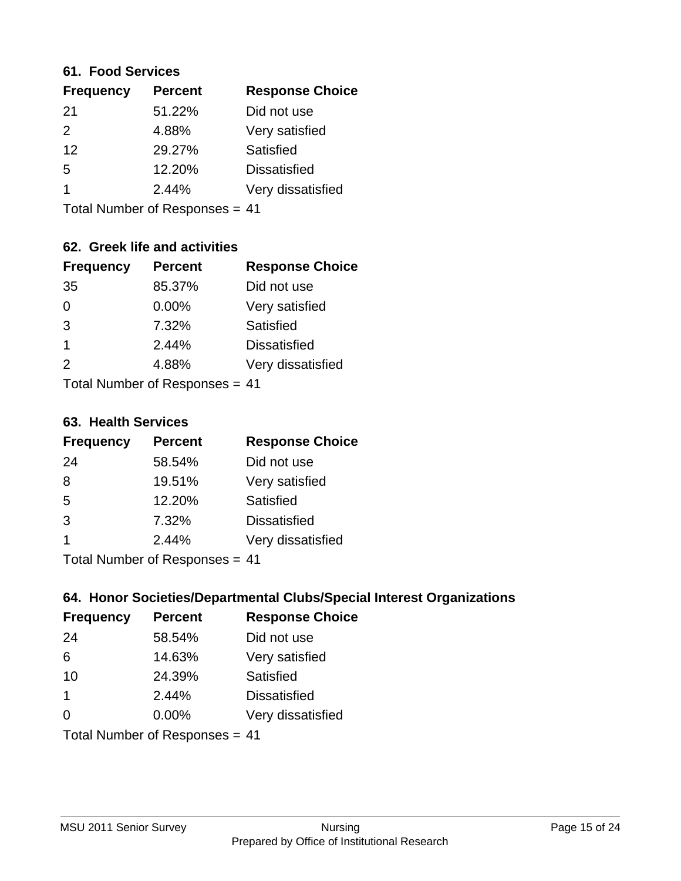### 61. Food Services

| Frequency | Percent | Response Choice |
|---|---|---|
| 21 | 51.22% | Did not use |
| 2 | 4.88% | Very satisfied |
| 12 | 29.27% | Satisfied |
| 5 | 12.20% | Dissatisfied |
| 1 | 2.44% | Very dissatisfied |

Total Number of Responses = 41

### 62. Greek life and activities

| Frequency | Percent | Response Choice |
|---|---|---|
| 35 | 85.37% | Did not use |
| 0 | 0.00% | Very satisfied |
| 3 | 7.32% | Satisfied |
| 1 | 2.44% | Dissatisfied |
| 2 | 4.88% | Very dissatisfied |

Total Number of Responses = 41

### 63. Health Services

| Frequency | Percent | Response Choice |
|---|---|---|
| 24 | 58.54% | Did not use |
| 8 | 19.51% | Very satisfied |
| 5 | 12.20% | Satisfied |
| 3 | 7.32% | Dissatisfied |
| 1 | 2.44% | Very dissatisfied |

Total Number of Responses = 41

### 64. Honor Societies/Departmental Clubs/Special Interest Organizations

| Frequency | Percent | Response Choice |
|---|---|---|
| 24 | 58.54% | Did not use |
| 6 | 14.63% | Very satisfied |
| 10 | 24.39% | Satisfied |
| 1 | 2.44% | Dissatisfied |
| 0 | 0.00% | Very dissatisfied |

Total Number of Responses = 41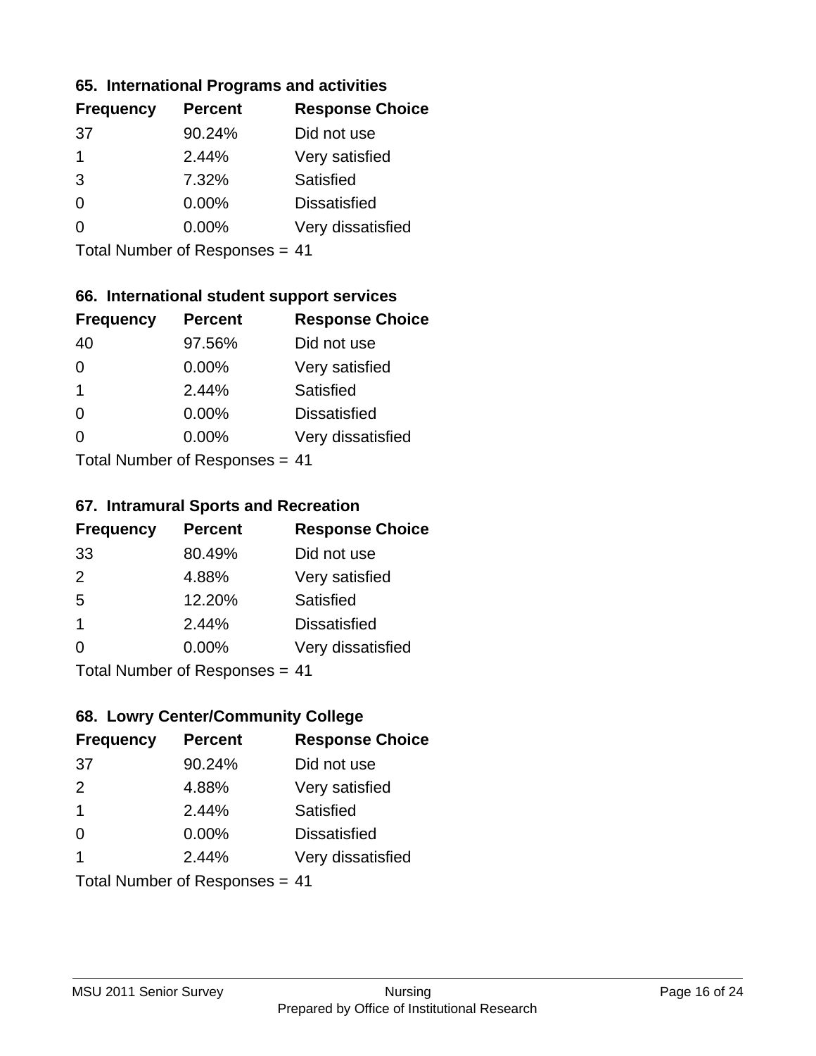### 65. International Programs and activities

| Frequency | Percent | Response Choice |
|---|---|---|
| 37 | 90.24% | Did not use |
| 1 | 2.44% | Very satisfied |
| 3 | 7.32% | Satisfied |
| 0 | 0.00% | Dissatisfied |
| 0 | 0.00% | Very dissatisfied |

Total Number of Responses = 41

### 66. International student support services

| Frequency | Percent | Response Choice |
|---|---|---|
| 40 | 97.56% | Did not use |
| 0 | 0.00% | Very satisfied |
| 1 | 2.44% | Satisfied |
| 0 | 0.00% | Dissatisfied |
| 0 | 0.00% | Very dissatisfied |

Total Number of Responses = 41

### 67. Intramural Sports and Recreation

| Frequency | Percent | Response Choice |
|---|---|---|
| 33 | 80.49% | Did not use |
| 2 | 4.88% | Very satisfied |
| 5 | 12.20% | Satisfied |
| 1 | 2.44% | Dissatisfied |
| 0 | 0.00% | Very dissatisfied |

Total Number of Responses = 41

### 68. Lowry Center/Community College

| Frequency | Percent | Response Choice |
|---|---|---|
| 37 | 90.24% | Did not use |
| 2 | 4.88% | Very satisfied |
| 1 | 2.44% | Satisfied |
| 0 | 0.00% | Dissatisfied |
| 1 | 2.44% | Very dissatisfied |

Total Number of Responses = 41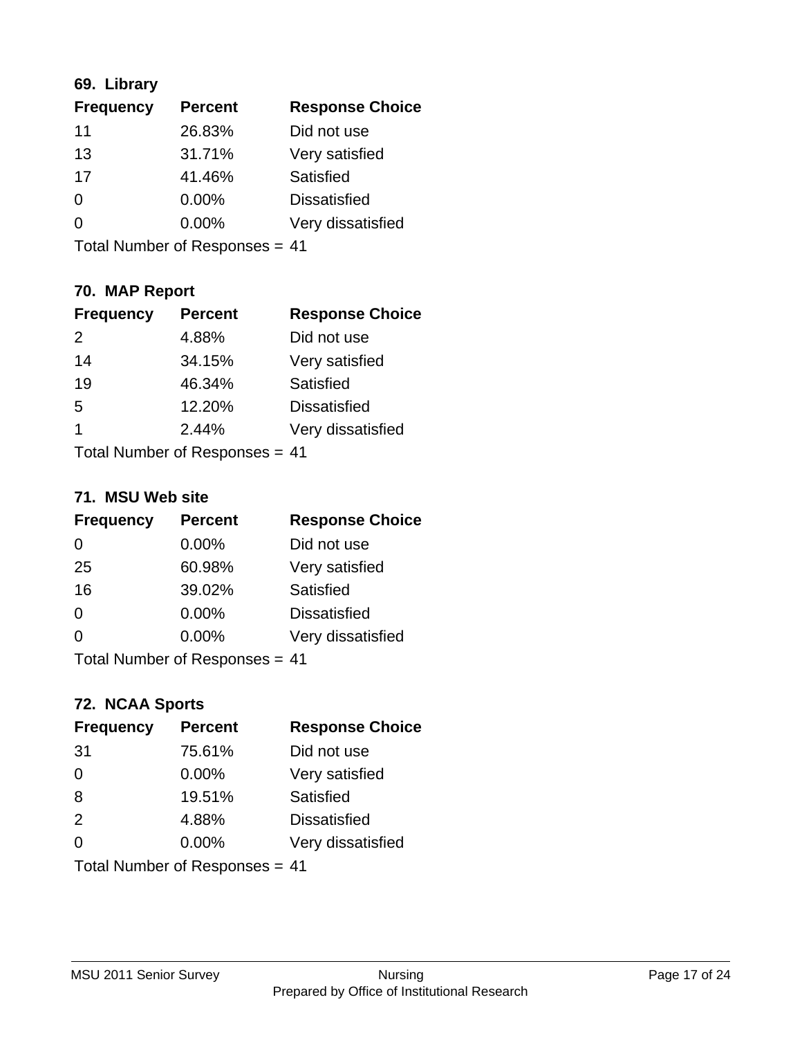### 69. Library

| Frequency | Percent | Response Choice |
|---|---|---|
| 11 | 26.83% | Did not use |
| 13 | 31.71% | Very satisfied |
| 17 | 41.46% | Satisfied |
| 0 | 0.00% | Dissatisfied |
| 0 | 0.00% | Very dissatisfied |

Total Number of Responses = 41

### 70. MAP Report

| Frequency | Percent | Response Choice |
|---|---|---|
| 2 | 4.88% | Did not use |
| 14 | 34.15% | Very satisfied |
| 19 | 46.34% | Satisfied |
| 5 | 12.20% | Dissatisfied |
| 1 | 2.44% | Very dissatisfied |

Total Number of Responses = 41

### 71. MSU Web site

| Frequency | Percent | Response Choice |
|---|---|---|
| 0 | 0.00% | Did not use |
| 25 | 60.98% | Very satisfied |
| 16 | 39.02% | Satisfied |
| 0 | 0.00% | Dissatisfied |
| 0 | 0.00% | Very dissatisfied |

Total Number of Responses = 41

### 72. NCAA Sports

| Frequency | Percent | Response Choice |
|---|---|---|
| 31 | 75.61% | Did not use |
| 0 | 0.00% | Very satisfied |
| 8 | 19.51% | Satisfied |
| 2 | 4.88% | Dissatisfied |
| 0 | 0.00% | Very dissatisfied |

Total Number of Responses = 41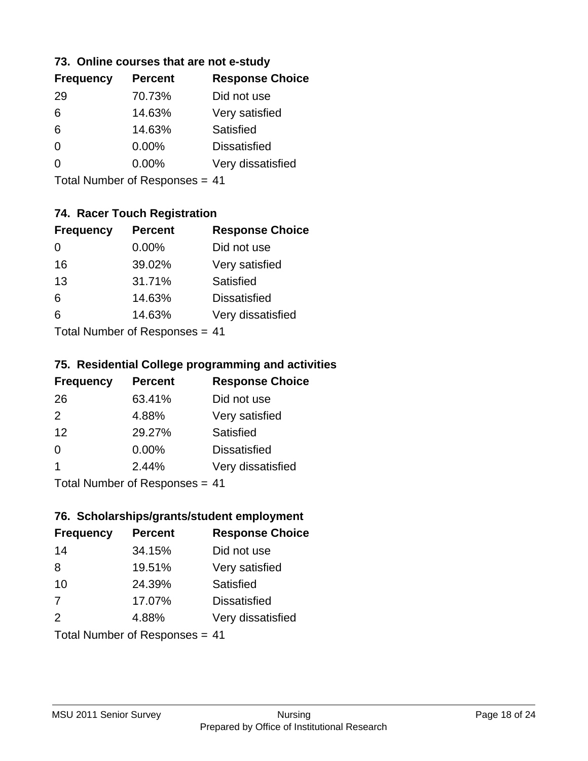### 73. Online courses that are not e-study

| Frequency | Percent | Response Choice |
|---|---|---|
| 29 | 70.73% | Did not use |
| 6 | 14.63% | Very satisfied |
| 6 | 14.63% | Satisfied |
| 0 | 0.00% | Dissatisfied |
| 0 | 0.00% | Very dissatisfied |

Total Number of Responses = 41

### 74. Racer Touch Registration

| Frequency | Percent | Response Choice |
|---|---|---|
| 0 | 0.00% | Did not use |
| 16 | 39.02% | Very satisfied |
| 13 | 31.71% | Satisfied |
| 6 | 14.63% | Dissatisfied |
| 6 | 14.63% | Very dissatisfied |

Total Number of Responses = 41

### 75. Residential College programming and activities

| Frequency | Percent | Response Choice |
|---|---|---|
| 26 | 63.41% | Did not use |
| 2 | 4.88% | Very satisfied |
| 12 | 29.27% | Satisfied |
| 0 | 0.00% | Dissatisfied |
| 1 | 2.44% | Very dissatisfied |

Total Number of Responses = 41

### 76. Scholarships/grants/student employment

| Frequency | Percent | Response Choice |
|---|---|---|
| 14 | 34.15% | Did not use |
| 8 | 19.51% | Very satisfied |
| 10 | 24.39% | Satisfied |
| 7 | 17.07% | Dissatisfied |
| 2 | 4.88% | Very dissatisfied |

Total Number of Responses = 41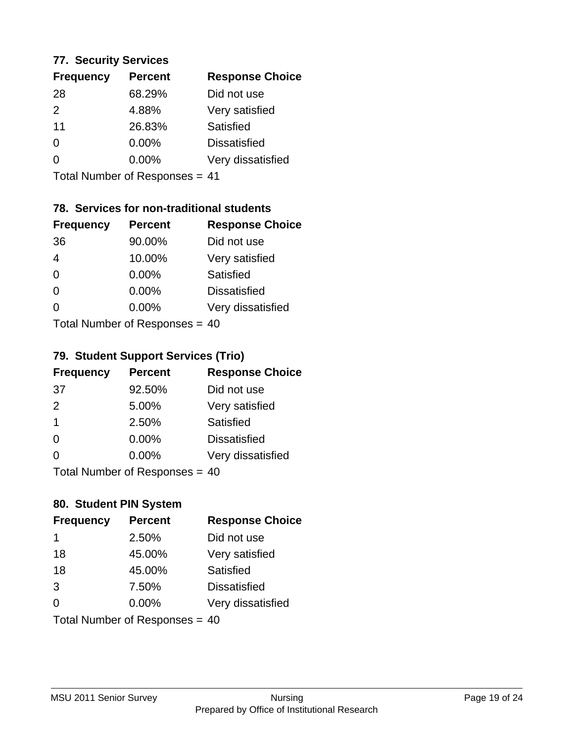### 77. Security Services

| Frequency | Percent | Response Choice |
|---|---|---|
| 28 | 68.29% | Did not use |
| 2 | 4.88% | Very satisfied |
| 11 | 26.83% | Satisfied |
| 0 | 0.00% | Dissatisfied |
| 0 | 0.00% | Very dissatisfied |

Total Number of Responses = 41

### 78. Services for non-traditional students

| Frequency | Percent | Response Choice |
|---|---|---|
| 36 | 90.00% | Did not use |
| 4 | 10.00% | Very satisfied |
| 0 | 0.00% | Satisfied |
| 0 | 0.00% | Dissatisfied |
| 0 | 0.00% | Very dissatisfied |

Total Number of Responses = 40

### 79. Student Support Services (Trio)

| Frequency | Percent | Response Choice |
|---|---|---|
| 37 | 92.50% | Did not use |
| 2 | 5.00% | Very satisfied |
| 1 | 2.50% | Satisfied |
| 0 | 0.00% | Dissatisfied |
| 0 | 0.00% | Very dissatisfied |

Total Number of Responses = 40

### 80. Student PIN System

| Frequency | Percent | Response Choice |
|---|---|---|
| 1 | 2.50% | Did not use |
| 18 | 45.00% | Very satisfied |
| 18 | 45.00% | Satisfied |
| 3 | 7.50% | Dissatisfied |
| 0 | 0.00% | Very dissatisfied |

Total Number of Responses = 40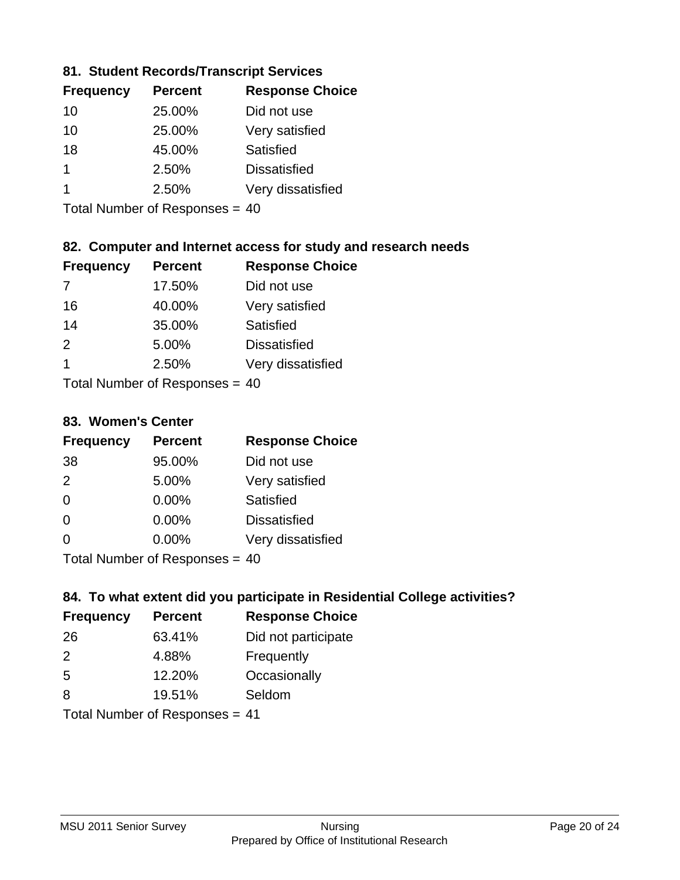### 81. Student Records/Transcript Services

| Frequency | Percent | Response Choice |
|---|---|---|
| 10 | 25.00% | Did not use |
| 10 | 25.00% | Very satisfied |
| 18 | 45.00% | Satisfied |
| 1 | 2.50% | Dissatisfied |
| 1 | 2.50% | Very dissatisfied |

Total Number of Responses = 40

### 82. Computer and Internet access for study and research needs

| Frequency | Percent | Response Choice |
|---|---|---|
| 7 | 17.50% | Did not use |
| 16 | 40.00% | Very satisfied |
| 14 | 35.00% | Satisfied |
| 2 | 5.00% | Dissatisfied |
| 1 | 2.50% | Very dissatisfied |

Total Number of Responses = 40

### 83. Women's Center

| Frequency | Percent | Response Choice |
|---|---|---|
| 38 | 95.00% | Did not use |
| 2 | 5.00% | Very satisfied |
| 0 | 0.00% | Satisfied |
| 0 | 0.00% | Dissatisfied |
| 0 | 0.00% | Very dissatisfied |

Total Number of Responses = 40

### 84. To what extent did you participate in Residential College activities?

| Frequency | Percent | Response Choice |
|---|---|---|
| 26 | 63.41% | Did not participate |
| 2 | 4.88% | Frequently |
| 5 | 12.20% | Occasionally |
| 8 | 19.51% | Seldom |

Total Number of Responses = 41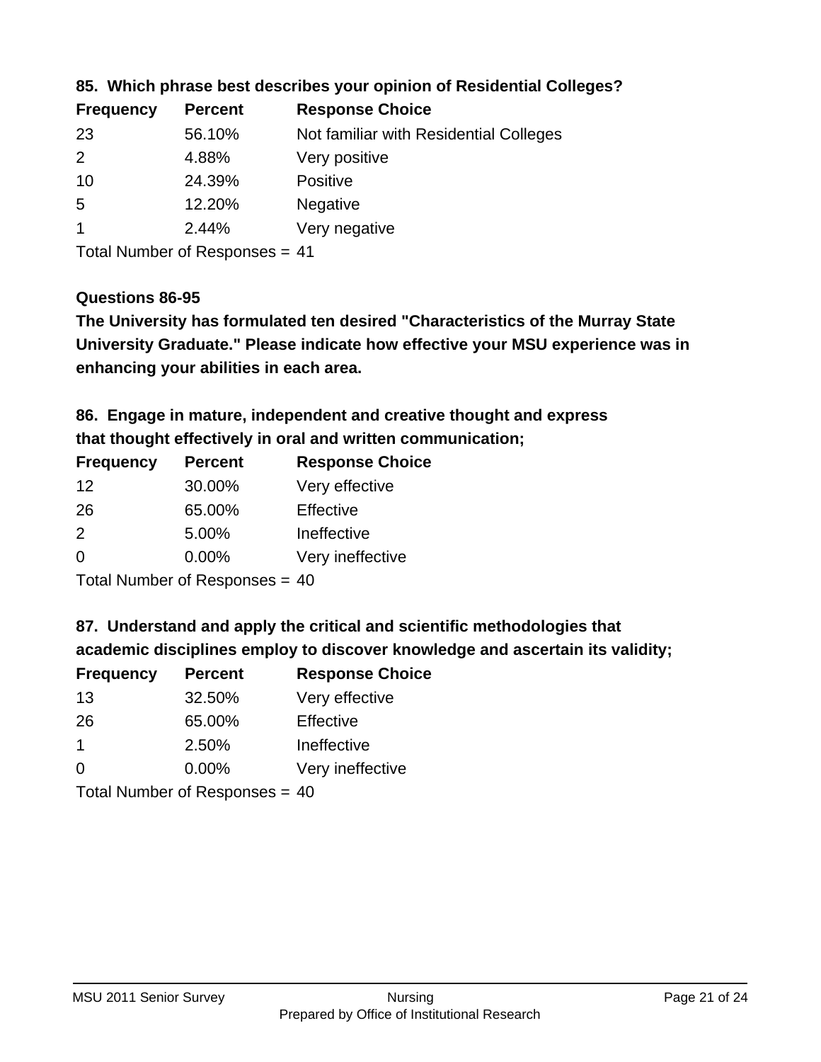### 85. Which phrase best describes your opinion of Residential Colleges?

| Frequency | Percent | Response Choice |
|---|---|---|
| 23 | 56.10% | Not familiar with Residential Colleges |
| 2 | 4.88% | Very positive |
| 10 | 24.39% | Positive |
| 5 | 12.20% | Negative |
| 1 | 2.44% | Very negative |

Total Number of Responses = 41

### Questions 86-95

**The University has formulated ten desired "Characteristics of the Murray State University Graduate." Please indicate how effective your MSU experience was in enhancing your abilities in each area.**

### 86. Engage in mature, independent and creative thought and express that thought effectively in oral and written communication;

| Frequency | Percent | Response Choice |
|---|---|---|
| 12 | 30.00% | Very effective |
| 26 | 65.00% | Effective |
| 2 | 5.00% | Ineffective |
| 0 | 0.00% | Very ineffective |

Total Number of Responses = 40

### 87. Understand and apply the critical and scientific methodologies that academic disciplines employ to discover knowledge and ascertain its validity;

| Frequency | Percent | Response Choice |
|---|---|---|
| 13 | 32.50% | Very effective |
| 26 | 65.00% | Effective |
| 1 | 2.50% | Ineffective |
| 0 | 0.00% | Very ineffective |

Total Number of Responses = 40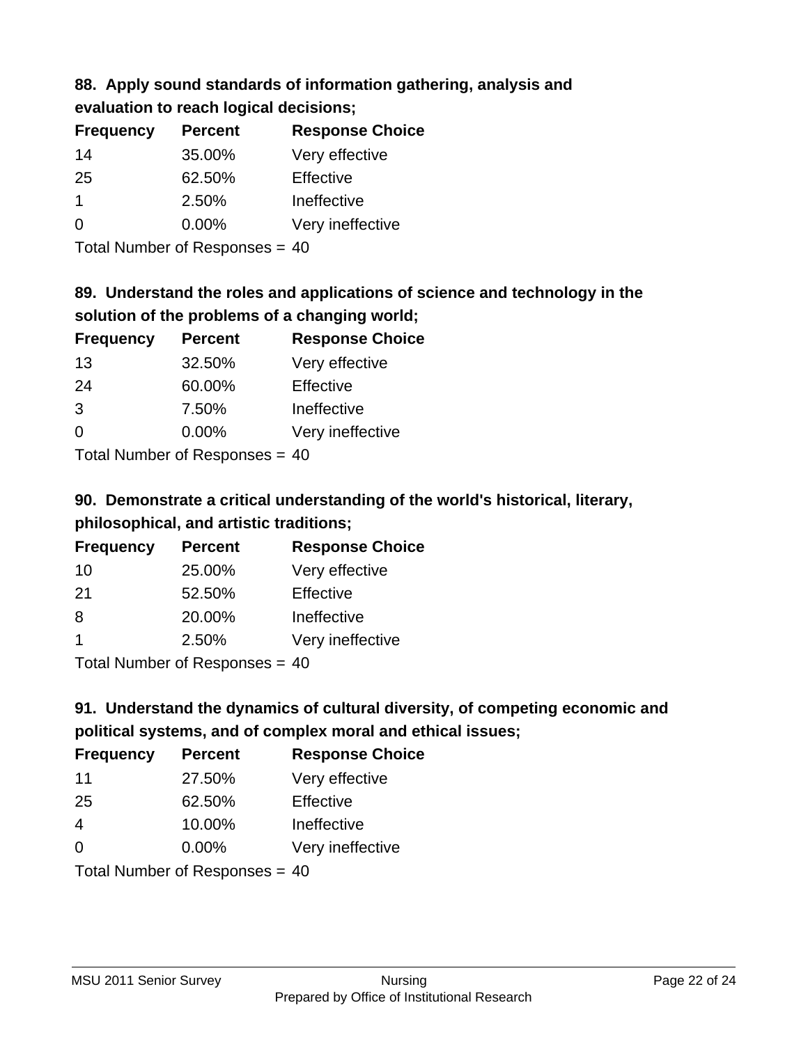### 88. Apply sound standards of information gathering, analysis and evaluation to reach logical decisions;

| Frequency | Percent | Response Choice |
|---|---|---|
| 14 | 35.00% | Very effective |
| 25 | 62.50% | Effective |
| 1 | 2.50% | Ineffective |
| 0 | 0.00% | Very ineffective |

Total Number of Responses = 40

### 89. Understand the roles and applications of science and technology in the solution of the problems of a changing world;

| Frequency | Percent | Response Choice |
|---|---|---|
| 13 | 32.50% | Very effective |
| 24 | 60.00% | Effective |
| 3 | 7.50% | Ineffective |
| 0 | 0.00% | Very ineffective |

Total Number of Responses = 40

### 90. Demonstrate a critical understanding of the world's historical, literary, philosophical, and artistic traditions;

| Frequency | Percent | Response Choice |
|---|---|---|
| 10 | 25.00% | Very effective |
| 21 | 52.50% | Effective |
| 8 | 20.00% | Ineffective |
| 1 | 2.50% | Very ineffective |

Total Number of Responses = 40

### 91. Understand the dynamics of cultural diversity, of competing economic and political systems, and of complex moral and ethical issues;

| Frequency | Percent | Response Choice |
|---|---|---|
| 11 | 27.50% | Very effective |
| 25 | 62.50% | Effective |
| 4 | 10.00% | Ineffective |
| 0 | 0.00% | Very ineffective |

Total Number of Responses = 40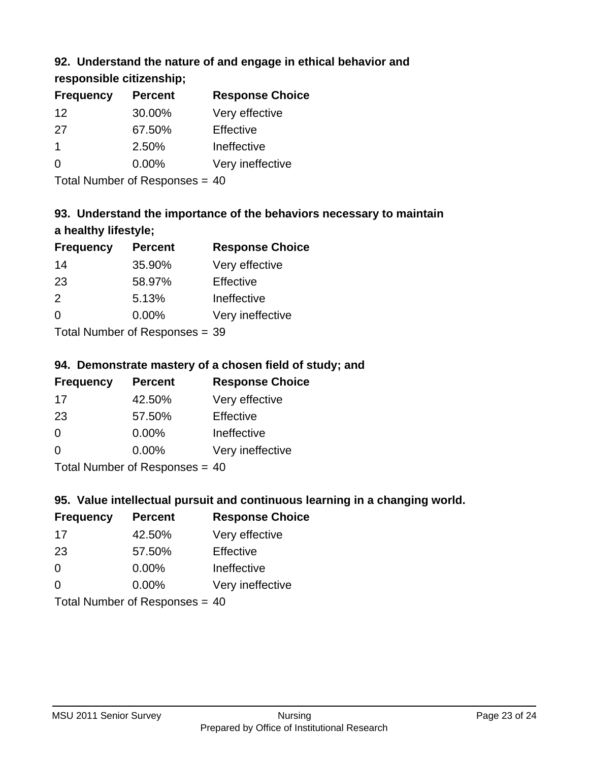### 92. Understand the nature of and engage in ethical behavior and responsible citizenship;

| Frequency | Percent | Response Choice |
|---|---|---|
| 12 | 30.00% | Very effective |
| 27 | 67.50% | Effective |
| 1 | 2.50% | Ineffective |
| 0 | 0.00% | Very ineffective |

Total Number of Responses = 40

### 93. Understand the importance of the behaviors necessary to maintain a healthy lifestyle;

| Frequency | Percent | Response Choice |
|---|---|---|
| 14 | 35.90% | Very effective |
| 23 | 58.97% | Effective |
| 2 | 5.13% | Ineffective |
| 0 | 0.00% | Very ineffective |

Total Number of Responses = 39

### 94. Demonstrate mastery of a chosen field of study; and

| Frequency | Percent | Response Choice |
|---|---|---|
| 17 | 42.50% | Very effective |
| 23 | 57.50% | Effective |
| 0 | 0.00% | Ineffective |
| 0 | 0.00% | Very ineffective |

Total Number of Responses = 40

### 95. Value intellectual pursuit and continuous learning in a changing world.

| Frequency | Percent | Response Choice |
|---|---|---|
| 17 | 42.50% | Very effective |
| 23 | 57.50% | Effective |
| 0 | 0.00% | Ineffective |
| 0 | 0.00% | Very ineffective |

Total Number of Responses = 40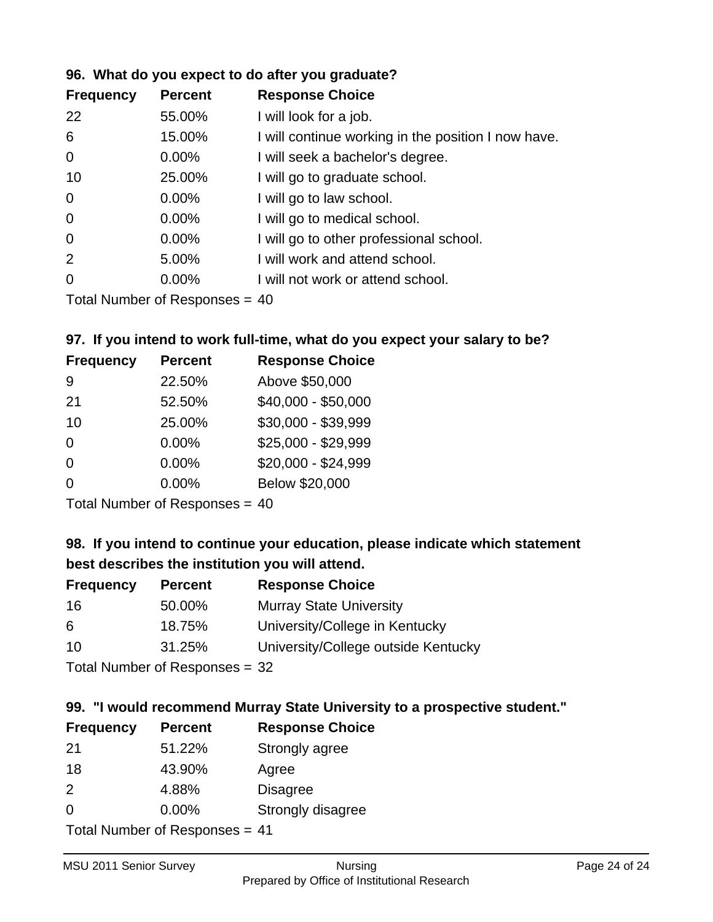### 96. What do you expect to do after you graduate?

| Frequency | Percent | Response Choice |
|---|---|---|
| 22 | 55.00% | I will look for a job. |
| 6 | 15.00% | I will continue working in the position I now have. |
| 0 | 0.00% | I will seek a bachelor's degree. |
| 10 | 25.00% | I will go to graduate school. |
| 0 | 0.00% | I will go to law school. |
| 0 | 0.00% | I will go to medical school. |
| 0 | 0.00% | I will go to other professional school. |
| 2 | 5.00% | I will work and attend school. |
| 0 | 0.00% | I will not work or attend school. |

Total Number of Responses = 40

### 97. If you intend to work full-time, what do you expect your salary to be?

| Frequency | Percent | Response Choice |
|---|---|---|
| 9 | 22.50% | Above $50,000 |
| 21 | 52.50% | $40,000 - $50,000 |
| 10 | 25.00% | $30,000 - $39,999 |
| 0 | 0.00% | $25,000 - $29,999 |
| 0 | 0.00% | $20,000 - $24,999 |
| 0 | 0.00% | Below $20,000 |

Total Number of Responses = 40

### 98. If you intend to continue your education, please indicate which statement best describes the institution you will attend.

| Frequency | Percent | Response Choice |
|---|---|---|
| 16 | 50.00% | Murray State University |
| 6 | 18.75% | University/College in Kentucky |
| 10 | 31.25% | University/College outside Kentucky |

Total Number of Responses = 32

### 99. "I would recommend Murray State University to a prospective student."

| Frequency | Percent | Response Choice |
|---|---|---|
| 21 | 51.22% | Strongly agree |
| 18 | 43.90% | Agree |
| 2 | 4.88% | Disagree |
| 0 | 0.00% | Strongly disagree |

Total Number of Responses = 41